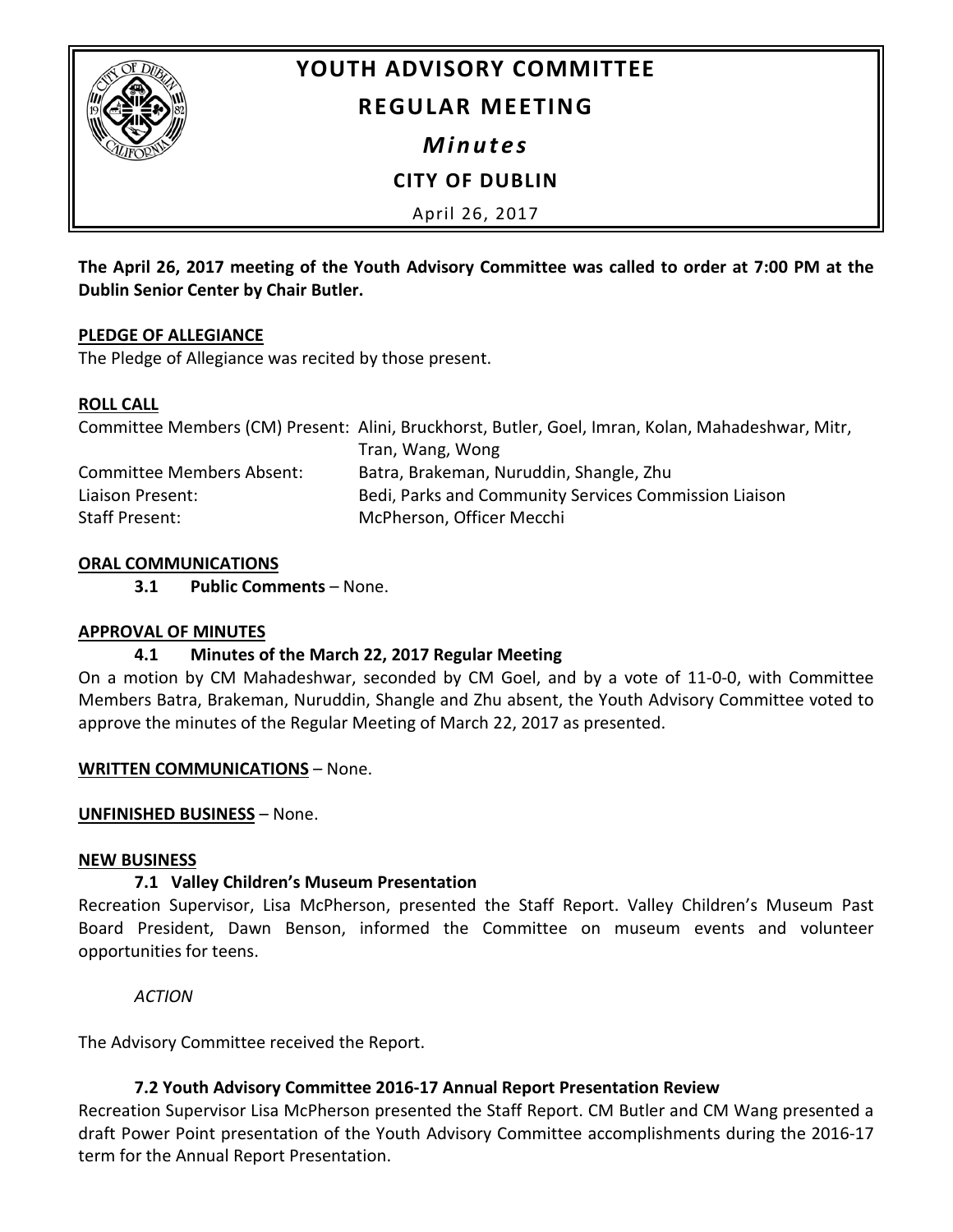# YOUTH ADVISORY COMMITTEE

## REGULAR MEETING

### *Minutes*

### CITY OF DUBLIN

April 26, 2017

**The April 26, 2017 meeting of the Youth Advisory Committee was called to order at 7:00 PM at the Dublin Senior Center by Chair Butler.**

**PLEDGE OF ALLEGIANCE**

The Pledge of Allegiance was recited by those present.

**ROLL CALL**

| | |
|---|---|
| Committee Members (CM) Present: | Alini, Bruckhorst, Butler, Goel, Imran, Kolan, Mahadeshwar, Mitr, Tran, Wang, Wong |
| Committee Members Absent: | Batra, Brakeman, Nuruddin, Shangle, Zhu |
| Liaison Present: | Bedi, Parks and Community Services Commission Liaison |
| Staff Present: | McPherson, Officer Mecchi |

**ORAL COMMUNICATIONS**

**3.1 Public Comments** – None.

**APPROVAL OF MINUTES**

**4.1 Minutes of the March 22, 2017 Regular Meeting**

On a motion by CM Mahadeshwar, seconded by CM Goel, and by a vote of 11-0-0, with Committee Members Batra, Brakeman, Nuruddin, Shangle and Zhu absent, the Youth Advisory Committee voted to approve the minutes of the Regular Meeting of March 22, 2017 as presented.

**WRITTEN COMMUNICATIONS** – None.

**UNFINISHED BUSINESS** – None.

**NEW BUSINESS**

**7.1 Valley Children's Museum Presentation**

Recreation Supervisor, Lisa McPherson, presented the Staff Report. Valley Children's Museum Past Board President, Dawn Benson, informed the Committee on museum events and volunteer opportunities for teens.

*ACTION*

The Advisory Committee received the Report.

**7.2 Youth Advisory Committee 2016-17 Annual Report Presentation Review**

Recreation Supervisor Lisa McPherson presented the Staff Report. CM Butler and CM Wang presented a draft Power Point presentation of the Youth Advisory Committee accomplishments during the 2016-17 term for the Annual Report Presentation.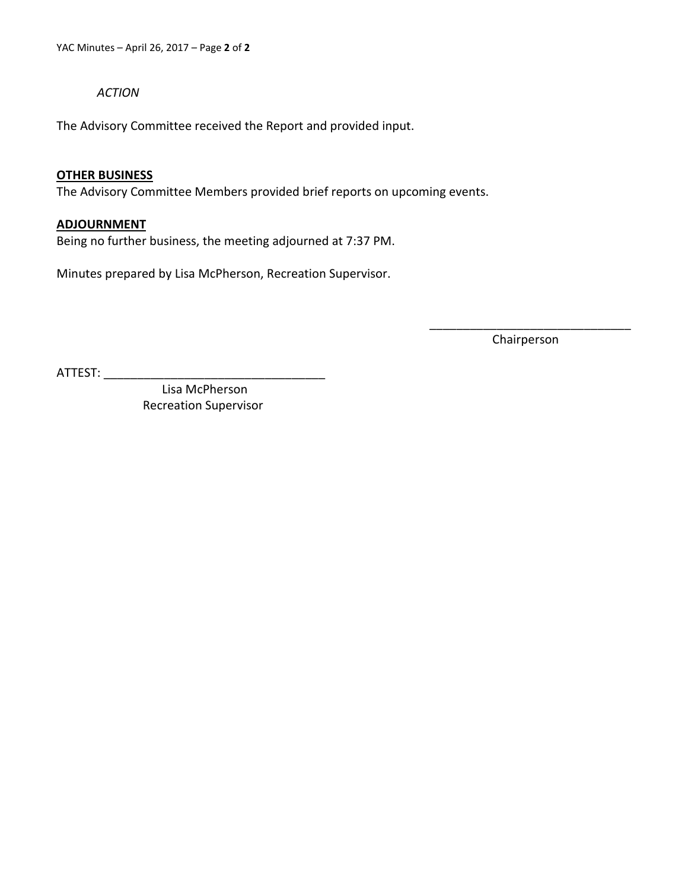*ACTION*

The Advisory Committee received the Report and provided input.

**OTHER BUSINESS**

The Advisory Committee Members provided brief reports on upcoming events.

**ADJOURNMENT**

Being no further business, the meeting adjourned at 7:37 PM.

Minutes prepared by Lisa McPherson, Recreation Supervisor.

______________________________
Chairperson

ATTEST: ________________________________
Lisa McPherson
Recreation Supervisor